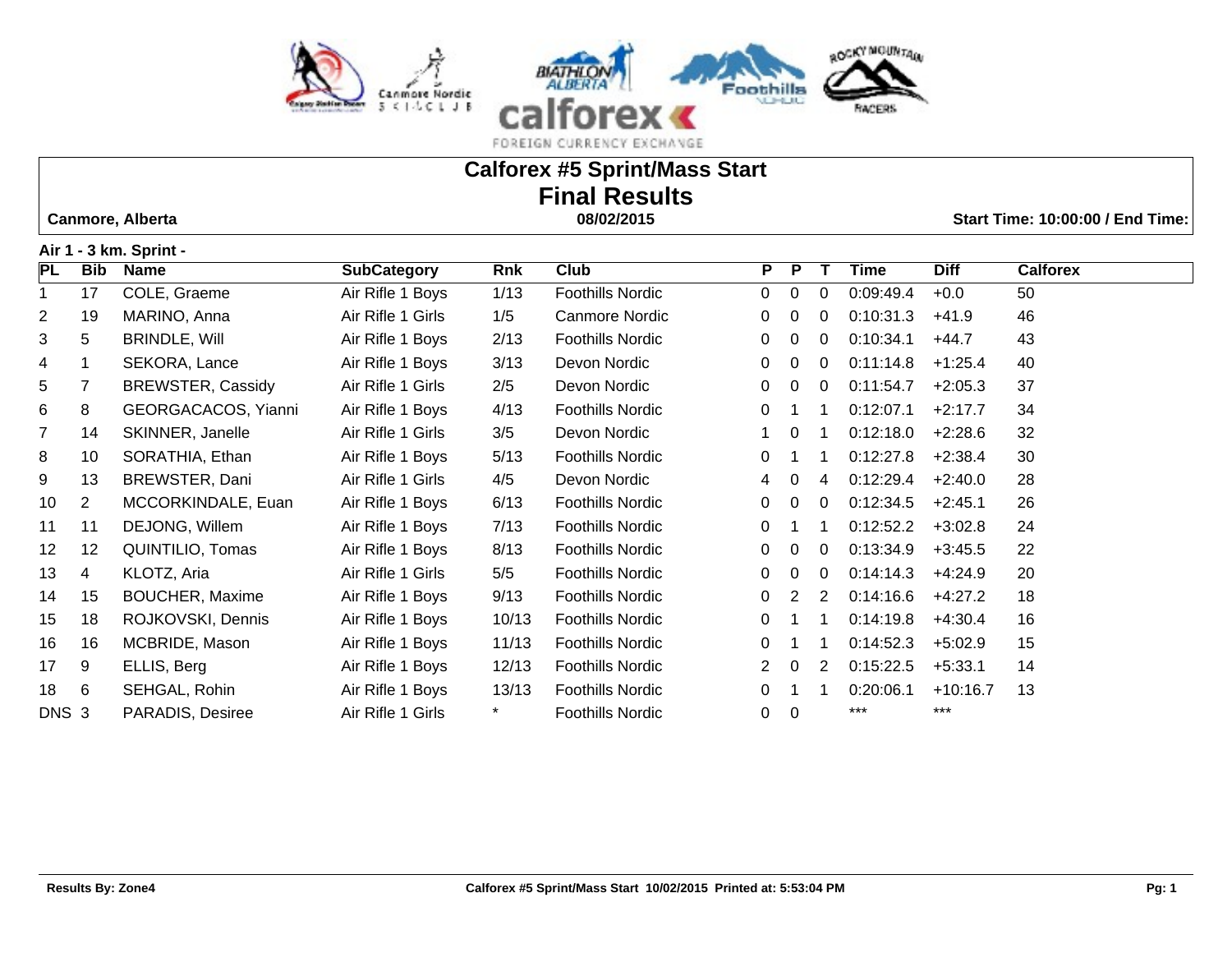# Calforex #5 Sprint/Mass Start

## Final Results

**Canmore, Alberta** | **08/02/2015** | **Start Time: 10:00:00 / End Time:**

**Air 1 - 3 km. Sprint -**

| PL | Bib | Name | SubCategory | Rnk | Club | P | P | T | Time | Diff | Calforex |
|---|---|---|---|---|---|---|---|---|---|---|---|
| 1 | 17 | COLE, Graeme | Air Rifle 1 Boys | 1/13 | Foothills Nordic | 0 | 0 | 0 | 0:09:49.4 | +0.0 | 50 |
| 2 | 19 | MARINO, Anna | Air Rifle 1 Girls | 1/5 | Canmore Nordic | 0 | 0 | 0 | 0:10:31.3 | +41.9 | 46 |
| 3 | 5 | BRINDLE, Will | Air Rifle 1 Boys | 2/13 | Foothills Nordic | 0 | 0 | 0 | 0:10:34.1 | +44.7 | 43 |
| 4 | 1 | SEKORA, Lance | Air Rifle 1 Boys | 3/13 | Devon Nordic | 0 | 0 | 0 | 0:11:14.8 | +1:25.4 | 40 |
| 5 | 7 | BREWSTER, Cassidy | Air Rifle 1 Girls | 2/5 | Devon Nordic | 0 | 0 | 0 | 0:11:54.7 | +2:05.3 | 37 |
| 6 | 8 | GEORGACACOS, Yianni | Air Rifle 1 Boys | 4/13 | Foothills Nordic | 0 | 1 | 1 | 0:12:07.1 | +2:17.7 | 34 |
| 7 | 14 | SKINNER, Janelle | Air Rifle 1 Girls | 3/5 | Devon Nordic | 1 | 0 | 1 | 0:12:18.0 | +2:28.6 | 32 |
| 8 | 10 | SORATHIA, Ethan | Air Rifle 1 Boys | 5/13 | Foothills Nordic | 0 | 1 | 1 | 0:12:27.8 | +2:38.4 | 30 |
| 9 | 13 | BREWSTER, Dani | Air Rifle 1 Girls | 4/5 | Devon Nordic | 4 | 0 | 4 | 0:12:29.4 | +2:40.0 | 28 |
| 10 | 2 | MCCORKINDALE, Euan | Air Rifle 1 Boys | 6/13 | Foothills Nordic | 0 | 0 | 0 | 0:12:34.5 | +2:45.1 | 26 |
| 11 | 11 | DEJONG, Willem | Air Rifle 1 Boys | 7/13 | Foothills Nordic | 0 | 1 | 1 | 0:12:52.2 | +3:02.8 | 24 |
| 12 | 12 | QUINTILIO, Tomas | Air Rifle 1 Boys | 8/13 | Foothills Nordic | 0 | 0 | 0 | 0:13:34.9 | +3:45.5 | 22 |
| 13 | 4 | KLOTZ, Aria | Air Rifle 1 Girls | 5/5 | Foothills Nordic | 0 | 0 | 0 | 0:14:14.3 | +4:24.9 | 20 |
| 14 | 15 | BOUCHER, Maxime | Air Rifle 1 Boys | 9/13 | Foothills Nordic | 0 | 2 | 2 | 0:14:16.6 | +4:27.2 | 18 |
| 15 | 18 | ROJKOVSKI, Dennis | Air Rifle 1 Boys | 10/13 | Foothills Nordic | 0 | 1 | 1 | 0:14:19.8 | +4:30.4 | 16 |
| 16 | 16 | MCBRIDE, Mason | Air Rifle 1 Boys | 11/13 | Foothills Nordic | 0 | 1 | 1 | 0:14:52.3 | +5:02.9 | 15 |
| 17 | 9 | ELLIS, Berg | Air Rifle 1 Boys | 12/13 | Foothills Nordic | 2 | 0 | 2 | 0:15:22.5 | +5:33.1 | 14 |
| 18 | 6 | SEHGAL, Rohin | Air Rifle 1 Boys | 13/13 | Foothills Nordic | 0 | 1 | 1 | 0:20:06.1 | +10:16.7 | 13 |
| DNS | 3 | PARADIS, Desiree | Air Rifle 1 Girls | * | Foothills Nordic | 0 | 0 | | *** | *** | |

Results By: Zone4 — Calforex #5 Sprint/Mass Start 10/02/2015 Printed at: 5:53:04 PM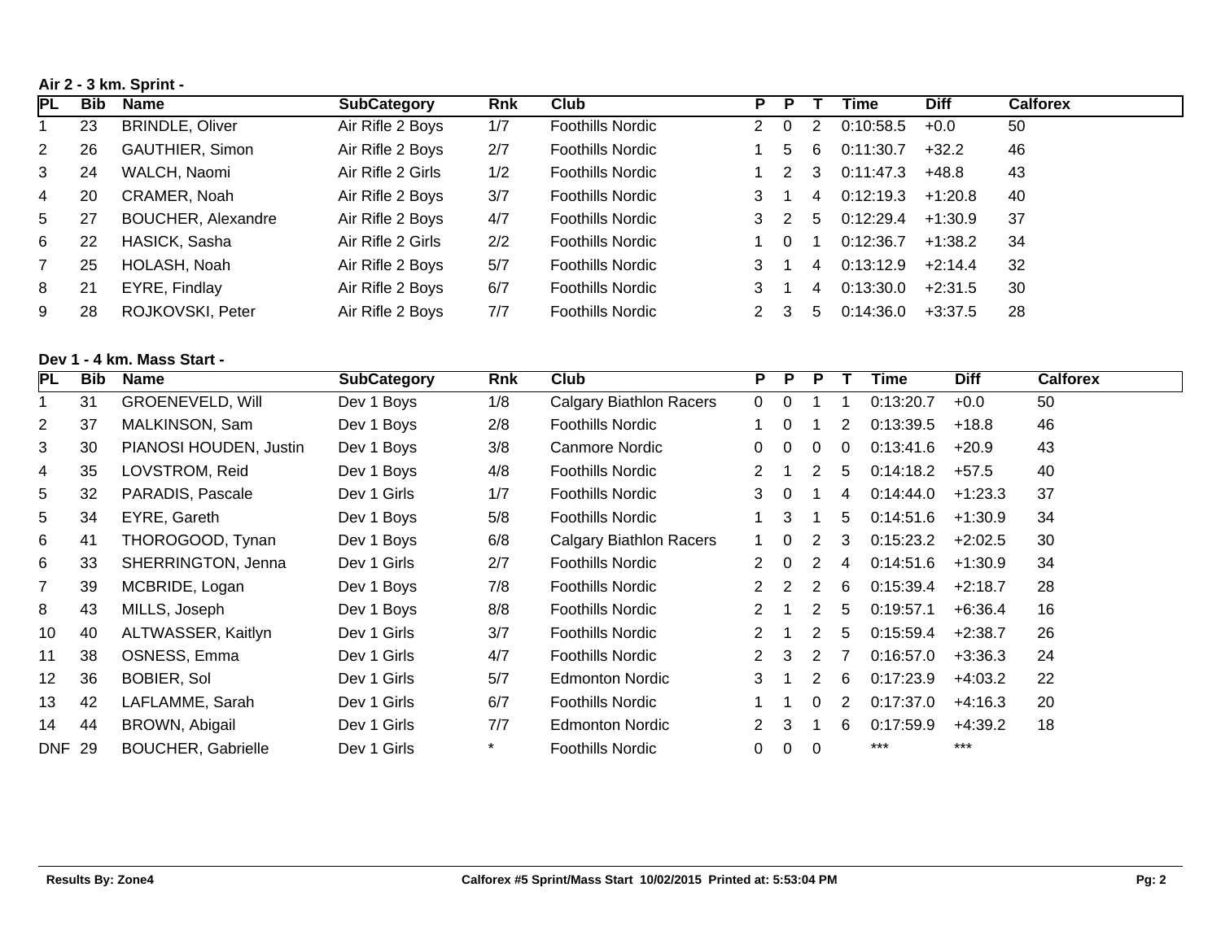**Air 2 - 3 km. Sprint -**

| PL | Bib | Name | SubCategory | Rnk | Club | P | P | T | Time | Diff | Calforex |
|---|---|---|---|---|---|---|---|---|---|---|---|
| 1 | 23 | BRINDLE, Oliver | Air Rifle 2 Boys | 1/7 | Foothills Nordic | 2 | 0 | 2 | 0:10:58.5 | +0.0 | 50 |
| 2 | 26 | GAUTHIER, Simon | Air Rifle 2 Boys | 2/7 | Foothills Nordic | 1 | 5 | 6 | 0:11:30.7 | +32.2 | 46 |
| 3 | 24 | WALCH, Naomi | Air Rifle 2 Girls | 1/2 | Foothills Nordic | 1 | 2 | 3 | 0:11:47.3 | +48.8 | 43 |
| 4 | 20 | CRAMER, Noah | Air Rifle 2 Boys | 3/7 | Foothills Nordic | 3 | 1 | 4 | 0:12:19.3 | +1:20.8 | 40 |
| 5 | 27 | BOUCHER, Alexandre | Air Rifle 2 Boys | 4/7 | Foothills Nordic | 3 | 2 | 5 | 0:12:29.4 | +1:30.9 | 37 |
| 6 | 22 | HASICK, Sasha | Air Rifle 2 Girls | 2/2 | Foothills Nordic | 1 | 0 | 1 | 0:12:36.7 | +1:38.2 | 34 |
| 7 | 25 | HOLASH, Noah | Air Rifle 2 Boys | 5/7 | Foothills Nordic | 3 | 1 | 4 | 0:13:12.9 | +2:14.4 | 32 |
| 8 | 21 | EYRE, Findlay | Air Rifle 2 Boys | 6/7 | Foothills Nordic | 3 | 1 | 4 | 0:13:30.0 | +2:31.5 | 30 |
| 9 | 28 | ROJKOVSKI, Peter | Air Rifle 2 Boys | 7/7 | Foothills Nordic | 2 | 3 | 5 | 0:14:36.0 | +3:37.5 | 28 |

**Dev 1 - 4 km. Mass Start -**

| PL | Bib | Name | SubCategory | Rnk | Club | P | P | P | T | Time | Diff | Calforex |
|---|---|---|---|---|---|---|---|---|---|---|---|---|
| 1 | 31 | GROENEVELD, Will | Dev 1 Boys | 1/8 | Calgary Biathlon Racers | 0 | 0 | 1 | 1 | 0:13:20.7 | +0.0 | 50 |
| 2 | 37 | MALKINSON, Sam | Dev 1 Boys | 2/8 | Foothills Nordic | 1 | 0 | 1 | 2 | 0:13:39.5 | +18.8 | 46 |
| 3 | 30 | PIANOSI HOUDEN, Justin | Dev 1 Boys | 3/8 | Canmore Nordic | 0 | 0 | 0 | 0 | 0:13:41.6 | +20.9 | 43 |
| 4 | 35 | LOVSTROM, Reid | Dev 1 Boys | 4/8 | Foothills Nordic | 2 | 1 | 2 | 5 | 0:14:18.2 | +57.5 | 40 |
| 5 | 32 | PARADIS, Pascale | Dev 1 Girls | 1/7 | Foothills Nordic | 3 | 0 | 1 | 4 | 0:14:44.0 | +1:23.3 | 37 |
| 5 | 34 | EYRE, Gareth | Dev 1 Boys | 5/8 | Foothills Nordic | 1 | 3 | 1 | 5 | 0:14:51.6 | +1:30.9 | 34 |
| 6 | 41 | THOROGOOD, Tynan | Dev 1 Boys | 6/8 | Calgary Biathlon Racers | 1 | 0 | 2 | 3 | 0:15:23.2 | +2:02.5 | 30 |
| 6 | 33 | SHERRINGTON, Jenna | Dev 1 Girls | 2/7 | Foothills Nordic | 2 | 0 | 2 | 4 | 0:14:51.6 | +1:30.9 | 34 |
| 7 | 39 | MCBRIDE, Logan | Dev 1 Boys | 7/8 | Foothills Nordic | 2 | 2 | 2 | 6 | 0:15:39.4 | +2:18.7 | 28 |
| 8 | 43 | MILLS, Joseph | Dev 1 Boys | 8/8 | Foothills Nordic | 2 | 1 | 2 | 5 | 0:19:57.1 | +6:36.4 | 16 |
| 10 | 40 | ALTWASSER, Kaitlyn | Dev 1 Girls | 3/7 | Foothills Nordic | 2 | 1 | 2 | 5 | 0:15:59.4 | +2:38.7 | 26 |
| 11 | 38 | OSNESS, Emma | Dev 1 Girls | 4/7 | Foothills Nordic | 2 | 3 | 2 | 7 | 0:16:57.0 | +3:36.3 | 24 |
| 12 | 36 | BOBIER, Sol | Dev 1 Girls | 5/7 | Edmonton Nordic | 3 | 1 | 2 | 6 | 0:17:23.9 | +4:03.2 | 22 |
| 13 | 42 | LAFLAMME, Sarah | Dev 1 Girls | 6/7 | Foothills Nordic | 1 | 1 | 0 | 2 | 0:17:37.0 | +4:16.3 | 20 |
| 14 | 44 | BROWN, Abigail | Dev 1 Girls | 7/7 | Edmonton Nordic | 2 | 3 | 1 | 6 | 0:17:59.9 | +4:39.2 | 18 |
| DNF | 29 | BOUCHER, Gabrielle | Dev 1 Girls | * | Foothills Nordic | 0 | 0 | 0 | | *** | *** | |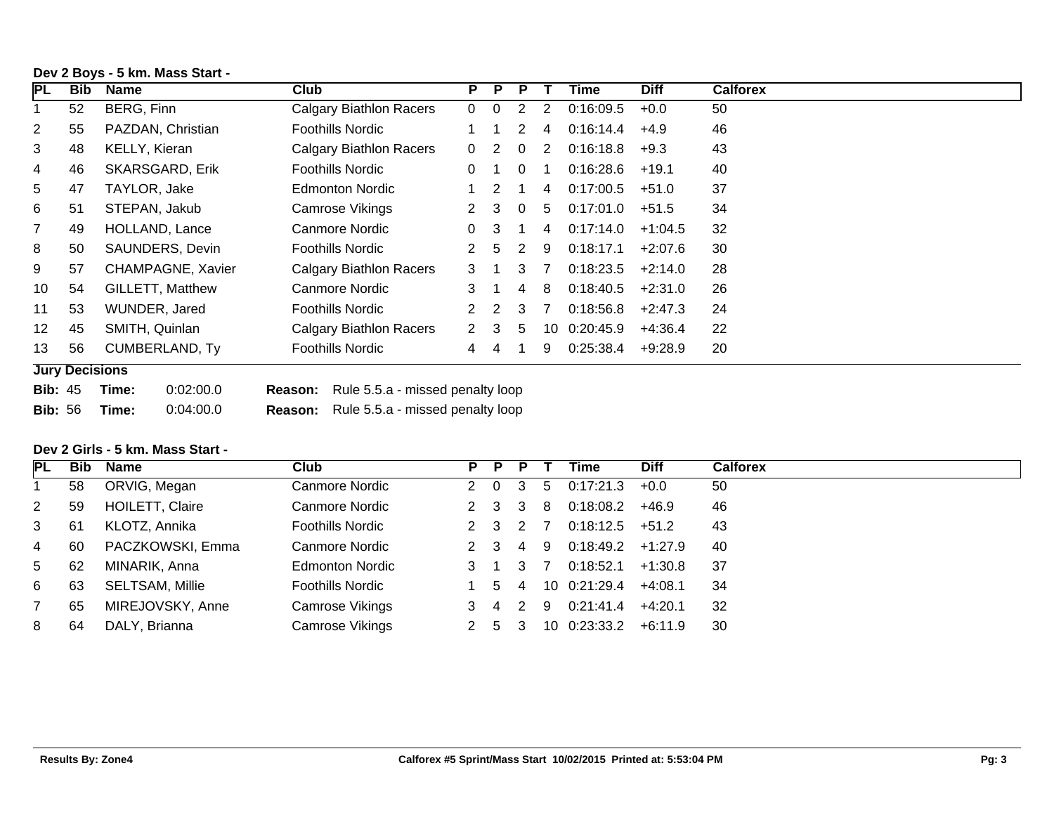**Dev 2 Boys - 5 km. Mass Start -**

| PL | Bib | Name | Club | P | P | P | T | Time | Diff | Calforex |
|---|---|---|---|---|---|---|---|---|---|---|
| 1 | 52 | BERG, Finn | Calgary Biathlon Racers | 0 | 0 | 2 | 2 | 0:16:09.5 | +0.0 | 50 |
| 2 | 55 | PAZDAN, Christian | Foothills Nordic | 1 | 1 | 2 | 4 | 0:16:14.4 | +4.9 | 46 |
| 3 | 48 | KELLY, Kieran | Calgary Biathlon Racers | 0 | 2 | 0 | 2 | 0:16:18.8 | +9.3 | 43 |
| 4 | 46 | SKARSGARD, Erik | Foothills Nordic | 0 | 1 | 0 | 1 | 0:16:28.6 | +19.1 | 40 |
| 5 | 47 | TAYLOR, Jake | Edmonton Nordic | 1 | 2 | 1 | 4 | 0:17:00.5 | +51.0 | 37 |
| 6 | 51 | STEPAN, Jakub | Camrose Vikings | 2 | 3 | 0 | 5 | 0:17:01.0 | +51.5 | 34 |
| 7 | 49 | HOLLAND, Lance | Canmore Nordic | 0 | 3 | 1 | 4 | 0:17:14.0 | +1:04.5 | 32 |
| 8 | 50 | SAUNDERS, Devin | Foothills Nordic | 2 | 5 | 2 | 9 | 0:18:17.1 | +2:07.6 | 30 |
| 9 | 57 | CHAMPAGNE, Xavier | Calgary Biathlon Racers | 3 | 1 | 3 | 7 | 0:18:23.5 | +2:14.0 | 28 |
| 10 | 54 | GILLETT, Matthew | Canmore Nordic | 3 | 1 | 4 | 8 | 0:18:40.5 | +2:31.0 | 26 |
| 11 | 53 | WUNDER, Jared | Foothills Nordic | 2 | 2 | 3 | 7 | 0:18:56.8 | +2:47.3 | 24 |
| 12 | 45 | SMITH, Quinlan | Calgary Biathlon Racers | 2 | 3 | 5 | 10 | 0:20:45.9 | +4:36.4 | 22 |
| 13 | 56 | CUMBERLAND, Ty | Foothills Nordic | 4 | 4 | 1 | 9 | 0:25:38.4 | +9:28.9 | 20 |

**Jury Decisions**

**Bib:** 45 **Time:** 0:02:00.0 **Reason:** Rule 5.5.a - missed penalty loop

**Bib:** 56 **Time:** 0:04:00.0 **Reason:** Rule 5.5.a - missed penalty loop

**Dev 2 Girls - 5 km. Mass Start -**

| PL | Bib | Name | Club | P | P | P | T | Time | Diff | Calforex |
|---|---|---|---|---|---|---|---|---|---|---|
| 1 | 58 | ORVIG, Megan | Canmore Nordic | 2 | 0 | 3 | 5 | 0:17:21.3 | +0.0 | 50 |
| 2 | 59 | HOILETT, Claire | Canmore Nordic | 2 | 3 | 3 | 8 | 0:18:08.2 | +46.9 | 46 |
| 3 | 61 | KLOTZ, Annika | Foothills Nordic | 2 | 3 | 2 | 7 | 0:18:12.5 | +51.2 | 43 |
| 4 | 60 | PACZKOWSKI, Emma | Canmore Nordic | 2 | 3 | 4 | 9 | 0:18:49.2 | +1:27.9 | 40 |
| 5 | 62 | MINARIK, Anna | Edmonton Nordic | 3 | 1 | 3 | 7 | 0:18:52.1 | +1:30.8 | 37 |
| 6 | 63 | SELTSAM, Millie | Foothills Nordic | 1 | 5 | 4 | 10 | 0:21:29.4 | +4:08.1 | 34 |
| 7 | 65 | MIREJOVSKY, Anne | Camrose Vikings | 3 | 4 | 2 | 9 | 0:21:41.4 | +4:20.1 | 32 |
| 8 | 64 | DALY, Brianna | Camrose Vikings | 2 | 5 | 3 | 10 | 0:23:33.2 | +6:11.9 | 30 |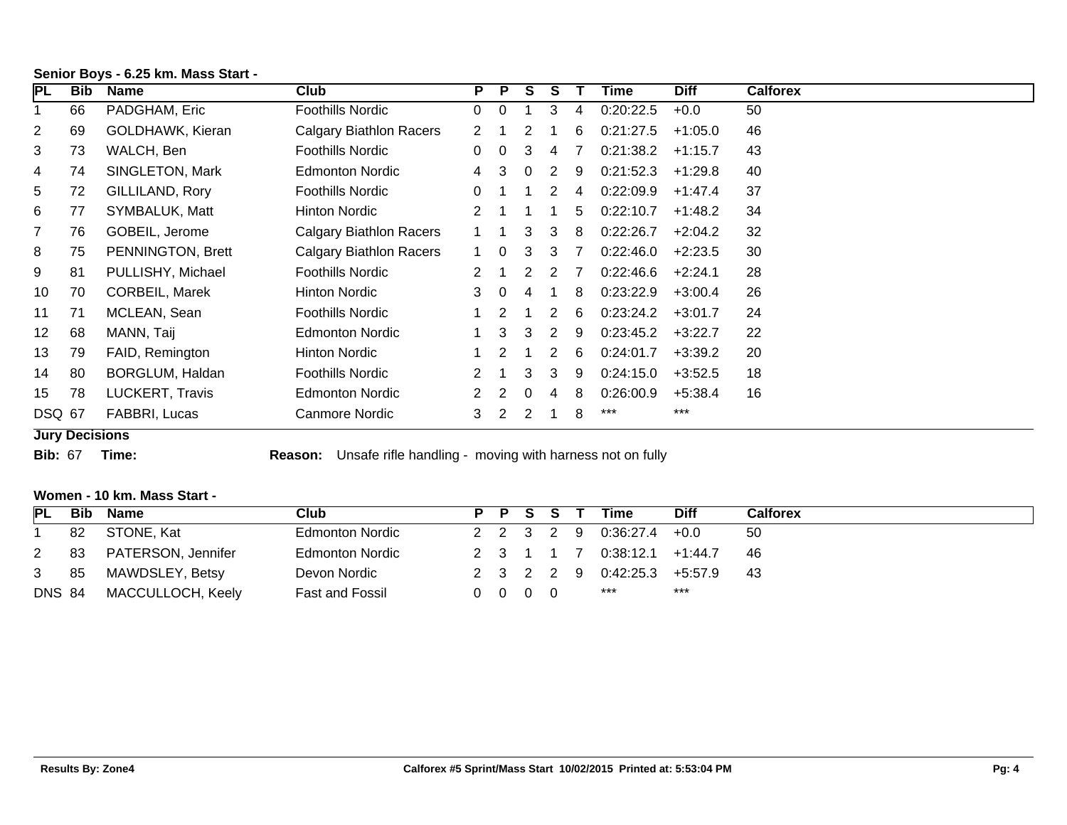### Senior Boys - 6.25 km. Mass Start -

| PL | Bib | Name | Club | P | P | S | S | T | Time | Diff | Calforex |
|---|---|---|---|---|---|---|---|---|---|---|---|
| 1 | 66 | PADGHAM, Eric | Foothills Nordic | 0 | 0 | 1 | 3 | 4 | 0:20:22.5 | +0.0 | 50 |
| 2 | 69 | GOLDHAWK, Kieran | Calgary Biathlon Racers | 2 | 1 | 2 | 1 | 6 | 0:21:27.5 | +1:05.0 | 46 |
| 3 | 73 | WALCH, Ben | Foothills Nordic | 0 | 0 | 3 | 4 | 7 | 0:21:38.2 | +1:15.7 | 43 |
| 4 | 74 | SINGLETON, Mark | Edmonton Nordic | 4 | 3 | 0 | 2 | 9 | 0:21:52.3 | +1:29.8 | 40 |
| 5 | 72 | GILLILAND, Rory | Foothills Nordic | 0 | 1 | 1 | 2 | 4 | 0:22:09.9 | +1:47.4 | 37 |
| 6 | 77 | SYMBALUK, Matt | Hinton Nordic | 2 | 1 | 1 | 1 | 5 | 0:22:10.7 | +1:48.2 | 34 |
| 7 | 76 | GOBEIL, Jerome | Calgary Biathlon Racers | 1 | 1 | 3 | 3 | 8 | 0:22:26.7 | +2:04.2 | 32 |
| 8 | 75 | PENNINGTON, Brett | Calgary Biathlon Racers | 1 | 0 | 3 | 3 | 7 | 0:22:46.0 | +2:23.5 | 30 |
| 9 | 81 | PULLISHY, Michael | Foothills Nordic | 2 | 1 | 2 | 2 | 7 | 0:22:46.6 | +2:24.1 | 28 |
| 10 | 70 | CORBEIL, Marek | Hinton Nordic | 3 | 0 | 4 | 1 | 8 | 0:23:22.9 | +3:00.4 | 26 |
| 11 | 71 | MCLEAN, Sean | Foothills Nordic | 1 | 2 | 1 | 2 | 6 | 0:23:24.2 | +3:01.7 | 24 |
| 12 | 68 | MANN, Taij | Edmonton Nordic | 1 | 3 | 3 | 2 | 9 | 0:23:45.2 | +3:22.7 | 22 |
| 13 | 79 | FAID, Remington | Hinton Nordic | 1 | 2 | 1 | 2 | 6 | 0:24:01.7 | +3:39.2 | 20 |
| 14 | 80 | BORGLUM, Haldan | Foothills Nordic | 2 | 1 | 3 | 3 | 9 | 0:24:15.0 | +3:52.5 | 18 |
| 15 | 78 | LUCKERT, Travis | Edmonton Nordic | 2 | 2 | 0 | 4 | 8 | 0:26:00.9 | +5:38.4 | 16 |
| DSQ | 67 | FABBRI, Lucas | Canmore Nordic | 3 | 2 | 2 | 1 | 8 | *** | *** | |

**Jury Decisions**

**Bib:** 67 **Time:** **Reason:** Unsafe rifle handling - moving with harness not on fully

### Women - 10 km. Mass Start -

| PL | Bib | Name | Club | P | P | S | S | T | Time | Diff | Calforex |
|---|---|---|---|---|---|---|---|---|---|---|---|
| 1 | 82 | STONE, Kat | Edmonton Nordic | 2 | 2 | 3 | 2 | 9 | 0:36:27.4 | +0.0 | 50 |
| 2 | 83 | PATERSON, Jennifer | Edmonton Nordic | 2 | 3 | 1 | 1 | 7 | 0:38:12.1 | +1:44.7 | 46 |
| 3 | 85 | MAWDSLEY, Betsy | Devon Nordic | 2 | 3 | 2 | 2 | 9 | 0:42:25.3 | +5:57.9 | 43 |
| DNS | 84 | MACCULLOCH, Keely | Fast and Fossil | 0 | 0 | 0 | 0 | | *** | *** | |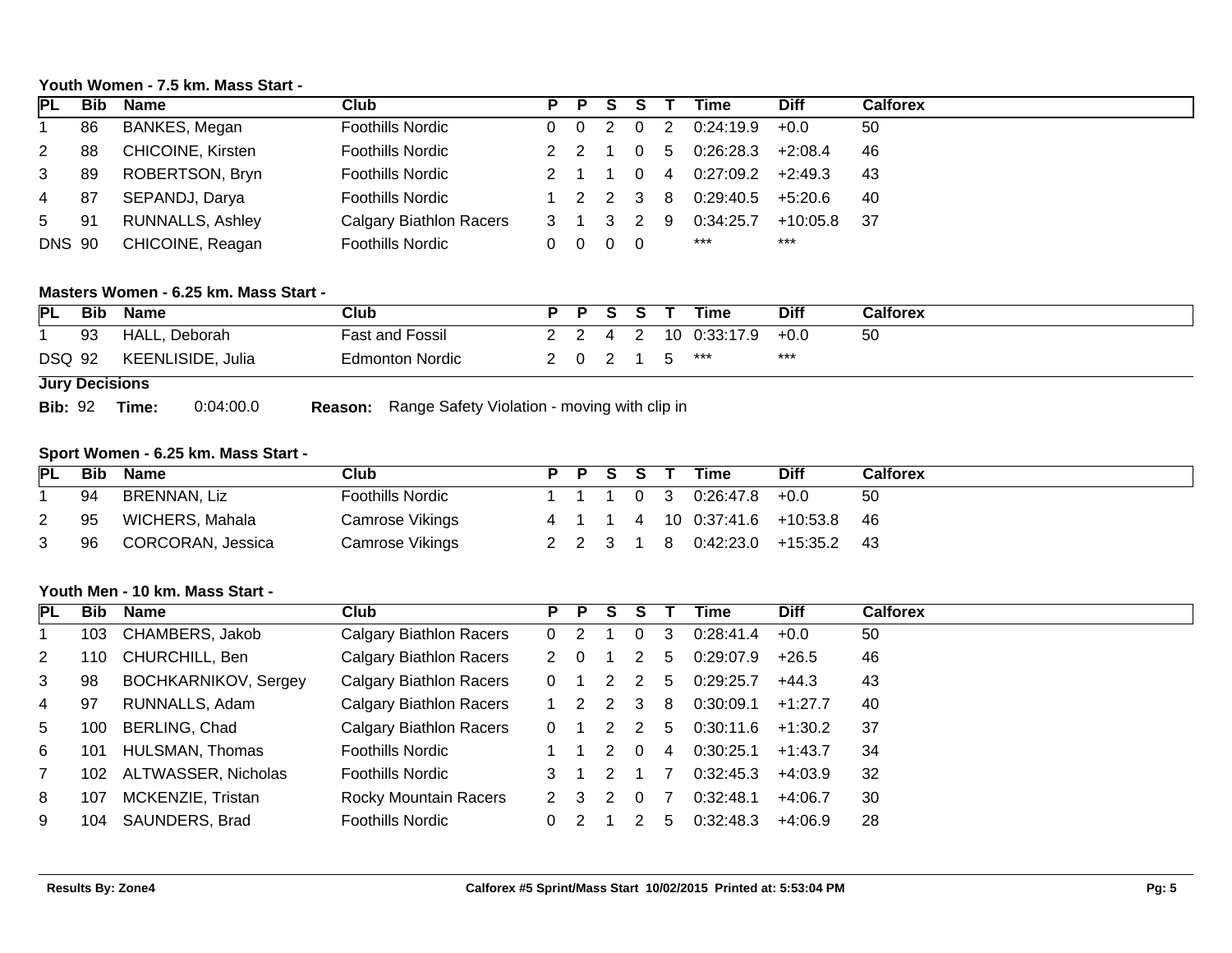### Youth Women - 7.5 km. Mass Start -

| PL | Bib | Name | Club | P | P | S | S | T | Time | Diff | Calforex |
|---|---|---|---|---|---|---|---|---|---|---|---|
| 1 | 86 | BANKES, Megan | Foothills Nordic | 0 | 0 | 2 | 0 | 2 | 0:24:19.9 | +0.0 | 50 |
| 2 | 88 | CHICOINE, Kirsten | Foothills Nordic | 2 | 2 | 1 | 0 | 5 | 0:26:28.3 | +2:08.4 | 46 |
| 3 | 89 | ROBERTSON, Bryn | Foothills Nordic | 2 | 1 | 1 | 0 | 4 | 0:27:09.2 | +2:49.3 | 43 |
| 4 | 87 | SEPANDJ, Darya | Foothills Nordic | 1 | 2 | 2 | 3 | 8 | 0:29:40.5 | +5:20.6 | 40 |
| 5 | 91 | RUNNALLS, Ashley | Calgary Biathlon Racers | 3 | 1 | 3 | 2 | 9 | 0:34:25.7 | +10:05.8 | 37 |
| DNS | 90 | CHICOINE, Reagan | Foothills Nordic | 0 | 0 | 0 | 0 | | *** | *** | |

### Masters Women - 6.25 km. Mass Start -

| PL | Bib | Name | Club | P | P | S | S | T | Time | Diff | Calforex |
|---|---|---|---|---|---|---|---|---|---|---|---|
| 1 | 93 | HALL, Deborah | Fast and Fossil | 2 | 2 | 4 | 2 | 10 | 0:33:17.9 | +0.0 | 50 |
| DSQ | 92 | KEENLISIDE, Julia | Edmonton Nordic | 2 | 0 | 2 | 1 | 5 | *** | *** | |

**Jury Decisions**

**Bib:** 92 **Time:** 0:04:00.0 **Reason:** Range Safety Violation - moving with clip in

### Sport Women - 6.25 km. Mass Start -

| PL | Bib | Name | Club | P | P | S | S | T | Time | Diff | Calforex |
|---|---|---|---|---|---|---|---|---|---|---|---|
| 1 | 94 | BRENNAN, Liz | Foothills Nordic | 1 | 1 | 1 | 0 | 3 | 0:26:47.8 | +0.0 | 50 |
| 2 | 95 | WICHERS, Mahala | Camrose Vikings | 4 | 1 | 1 | 4 | 10 | 0:37:41.6 | +10:53.8 | 46 |
| 3 | 96 | CORCORAN, Jessica | Camrose Vikings | 2 | 2 | 3 | 1 | 8 | 0:42:23.0 | +15:35.2 | 43 |

### Youth Men - 10 km. Mass Start -

| PL | Bib | Name | Club | P | P | S | S | T | Time | Diff | Calforex |
|---|---|---|---|---|---|---|---|---|---|---|---|
| 1 | 103 | CHAMBERS, Jakob | Calgary Biathlon Racers | 0 | 2 | 1 | 0 | 3 | 0:28:41.4 | +0.0 | 50 |
| 2 | 110 | CHURCHILL, Ben | Calgary Biathlon Racers | 2 | 0 | 1 | 2 | 5 | 0:29:07.9 | +26.5 | 46 |
| 3 | 98 | BOCHKARNIKOV, Sergey | Calgary Biathlon Racers | 0 | 1 | 2 | 2 | 5 | 0:29:25.7 | +44.3 | 43 |
| 4 | 97 | RUNNALLS, Adam | Calgary Biathlon Racers | 1 | 2 | 2 | 3 | 8 | 0:30:09.1 | +1:27.7 | 40 |
| 5 | 100 | BERLING, Chad | Calgary Biathlon Racers | 0 | 1 | 2 | 2 | 5 | 0:30:11.6 | +1:30.2 | 37 |
| 6 | 101 | HULSMAN, Thomas | Foothills Nordic | 1 | 1 | 2 | 0 | 4 | 0:30:25.1 | +1:43.7 | 34 |
| 7 | 102 | ALTWASSER, Nicholas | Foothills Nordic | 3 | 1 | 2 | 1 | 7 | 0:32:45.3 | +4:03.9 | 32 |
| 8 | 107 | MCKENZIE, Tristan | Rocky Mountain Racers | 2 | 3 | 2 | 0 | 7 | 0:32:48.1 | +4:06.7 | 30 |
| 9 | 104 | SAUNDERS, Brad | Foothills Nordic | 0 | 2 | 1 | 2 | 5 | 0:32:48.3 | +4:06.9 | 28 |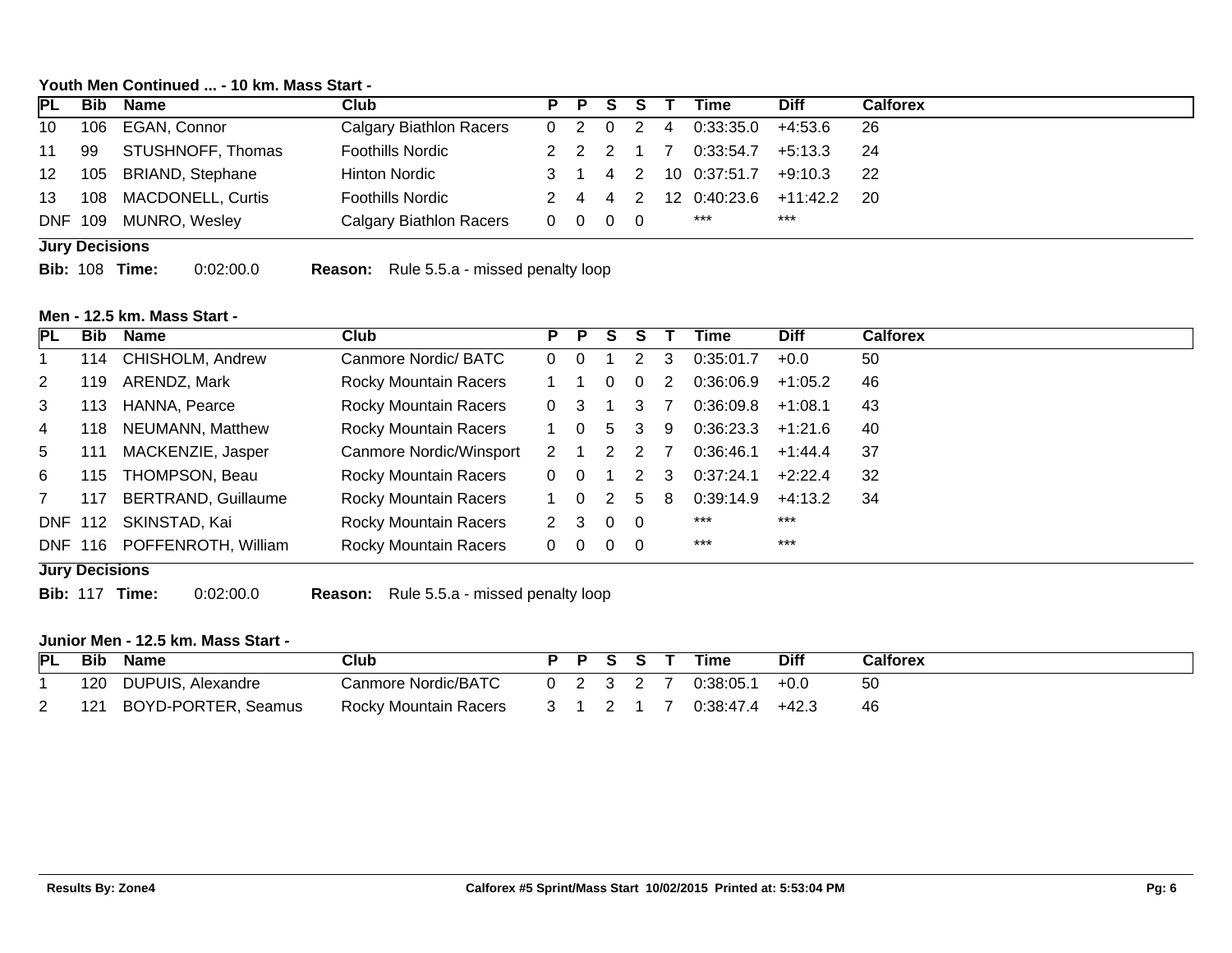### Youth Men Continued ... - 10 km. Mass Start -

| PL | Bib | Name | Club | P | P | S | S | T | Time | Diff | Calforex |
|---|---|---|---|---|---|---|---|---|---|---|---|
| 10 | 106 | EGAN, Connor | Calgary Biathlon Racers | 0 | 2 | 0 | 2 | 4 | 0:33:35.0 | +4:53.6 | 26 |
| 11 | 99 | STUSHNOFF, Thomas | Foothills Nordic | 2 | 2 | 2 | 1 | 7 | 0:33:54.7 | +5:13.3 | 24 |
| 12 | 105 | BRIAND, Stephane | Hinton Nordic | 3 | 1 | 4 | 2 | 10 | 0:37:51.7 | +9:10.3 | 22 |
| 13 | 108 | MACDONELL, Curtis | Foothills Nordic | 2 | 4 | 4 | 2 | 12 | 0:40:23.6 | +11:42.2 | 20 |
| DNF | 109 | MUNRO, Wesley | Calgary Biathlon Racers | 0 | 0 | 0 | 0 | | *** | *** | |

**Jury Decisions**

**Bib:** 108 **Time:** 0:02:00.0 **Reason:** Rule 5.5.a - missed penalty loop

### Men - 12.5 km. Mass Start -

| PL | Bib | Name | Club | P | P | S | S | T | Time | Diff | Calforex |
|---|---|---|---|---|---|---|---|---|---|---|---|
| 1 | 114 | CHISHOLM, Andrew | Canmore Nordic/ BATC | 0 | 0 | 1 | 2 | 3 | 0:35:01.7 | +0.0 | 50 |
| 2 | 119 | ARENDZ, Mark | Rocky Mountain Racers | 1 | 1 | 0 | 0 | 2 | 0:36:06.9 | +1:05.2 | 46 |
| 3 | 113 | HANNA, Pearce | Rocky Mountain Racers | 0 | 3 | 1 | 3 | 7 | 0:36:09.8 | +1:08.1 | 43 |
| 4 | 118 | NEUMANN, Matthew | Rocky Mountain Racers | 1 | 0 | 5 | 3 | 9 | 0:36:23.3 | +1:21.6 | 40 |
| 5 | 111 | MACKENZIE, Jasper | Canmore Nordic/Winsport | 2 | 1 | 2 | 2 | 7 | 0:36:46.1 | +1:44.4 | 37 |
| 6 | 115 | THOMPSON, Beau | Rocky Mountain Racers | 0 | 0 | 1 | 2 | 3 | 0:37:24.1 | +2:22.4 | 32 |
| 7 | 117 | BERTRAND, Guillaume | Rocky Mountain Racers | 1 | 0 | 2 | 5 | 8 | 0:39:14.9 | +4:13.2 | 34 |
| DNF | 112 | SKINSTAD, Kai | Rocky Mountain Racers | 2 | 3 | 0 | 0 | | *** | *** | |
| DNF | 116 | POFFENROTH, William | Rocky Mountain Racers | 0 | 0 | 0 | 0 | | *** | *** | |

**Jury Decisions**

**Bib:** 117 **Time:** 0:02:00.0 **Reason:** Rule 5.5.a - missed penalty loop

### Junior Men - 12.5 km. Mass Start -

| PL | Bib | Name | Club | P | P | S | S | T | Time | Diff | Calforex |
|---|---|---|---|---|---|---|---|---|---|---|---|
| 1 | 120 | DUPUIS, Alexandre | Canmore Nordic/BATC | 0 | 2 | 3 | 2 | 7 | 0:38:05.1 | +0.0 | 50 |
| 2 | 121 | BOYD-PORTER, Seamus | Rocky Mountain Racers | 3 | 1 | 2 | 1 | 7 | 0:38:47.4 | +42.3 | 46 |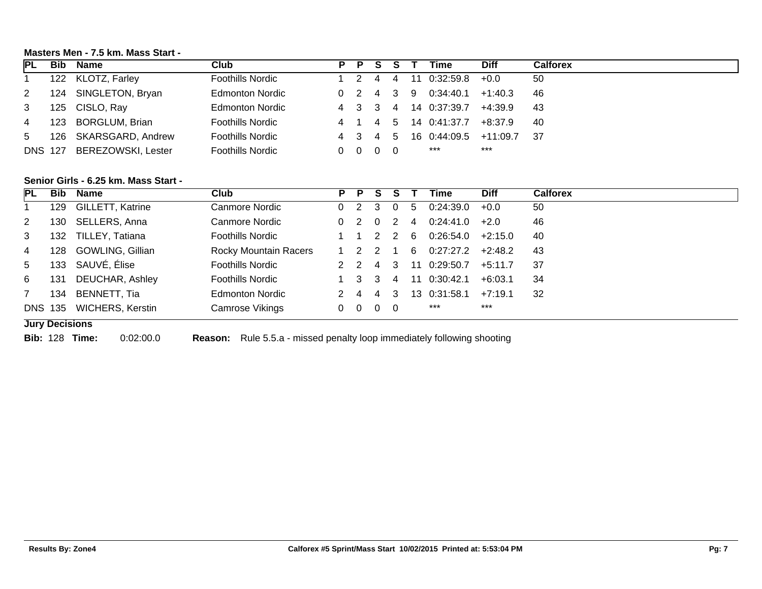**Masters Men - 7.5 km. Mass Start -**

| PL | Bib | Name | Club | P | P | S | S | T | Time | Diff | Calforex |
|---|---|---|---|---|---|---|---|---|---|---|---|
| 1 | 122 | KLOTZ, Farley | Foothills Nordic | 1 | 2 | 4 | 4 | 11 | 0:32:59.8 | +0.0 | 50 |
| 2 | 124 | SINGLETON, Bryan | Edmonton Nordic | 0 | 2 | 4 | 3 | 9 | 0:34:40.1 | +1:40.3 | 46 |
| 3 | 125 | CISLO, Ray | Edmonton Nordic | 4 | 3 | 3 | 4 | 14 | 0:37:39.7 | +4:39.9 | 43 |
| 4 | 123 | BORGLUM, Brian | Foothills Nordic | 4 | 1 | 4 | 5 | 14 | 0:41:37.7 | +8:37.9 | 40 |
| 5 | 126 | SKARSGARD, Andrew | Foothills Nordic | 4 | 3 | 4 | 5 | 16 | 0:44:09.5 | +11:09.7 | 37 |
| DNS | 127 | BEREZOWSKI, Lester | Foothills Nordic | 0 | 0 | 0 | 0 | | *** | *** | |

**Senior Girls - 6.25 km. Mass Start -**

| PL | Bib | Name | Club | P | P | S | S | T | Time | Diff | Calforex |
|---|---|---|---|---|---|---|---|---|---|---|---|
| 1 | 129 | GILLETT, Katrine | Canmore Nordic | 0 | 2 | 3 | 0 | 5 | 0:24:39.0 | +0.0 | 50 |
| 2 | 130 | SELLERS, Anna | Canmore Nordic | 0 | 2 | 0 | 2 | 4 | 0:24:41.0 | +2.0 | 46 |
| 3 | 132 | TILLEY, Tatiana | Foothills Nordic | 1 | 1 | 2 | 2 | 6 | 0:26:54.0 | +2:15.0 | 40 |
| 4 | 128 | GOWLING, Gillian | Rocky Mountain Racers | 1 | 2 | 2 | 1 | 6 | 0:27:27.2 | +2:48.2 | 43 |
| 5 | 133 | SAUVÉ, Élise | Foothills Nordic | 2 | 2 | 4 | 3 | 11 | 0:29:50.7 | +5:11.7 | 37 |
| 6 | 131 | DEUCHAR, Ashley | Foothills Nordic | 1 | 3 | 3 | 4 | 11 | 0:30:42.1 | +6:03.1 | 34 |
| 7 | 134 | BENNETT, Tia | Edmonton Nordic | 2 | 4 | 4 | 3 | 13 | 0:31:58.1 | +7:19.1 | 32 |
| DNS | 135 | WICHERS, Kerstin | Camrose Vikings | 0 | 0 | 0 | 0 | | *** | *** | |

**Jury Decisions**

**Bib:** 128 **Time:** 0:02:00.0 **Reason:** Rule 5.5.a - missed penalty loop immediately following shooting